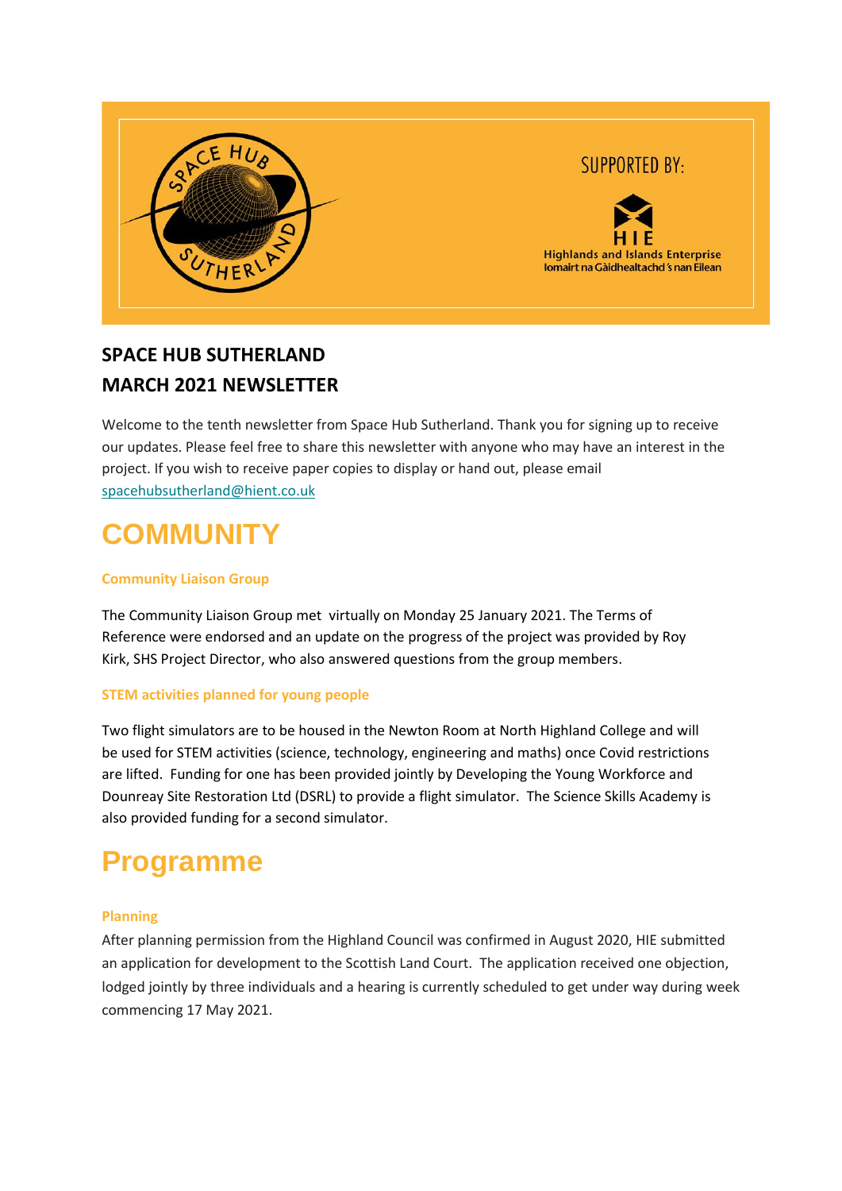SPACE HUB SUTHERLAND

SUPPORTED BY:

HIE
Highlands and Islands Enterprise
Iomairt na Gàidhealtachd 's nan Eilean

**SPACE HUB SUTHERLAND**
**MARCH 2021 NEWSLETTER**

Welcome to the tenth newsletter from Space Hub Sutherland. Thank you for signing up to receive our updates. Please feel free to share this newsletter with anyone who may have an interest in the project. If you wish to receive paper copies to display or hand out, please email spacehubsutherland@hient.co.uk

# COMMUNITY

### Community Liaison Group

The Community Liaison Group met virtually on Monday 25 January 2021. The Terms of Reference were endorsed and an update on the progress of the project was provided by Roy Kirk, SHS Project Director, who also answered questions from the group members.

### STEM activities planned for young people

Two flight simulators are to be housed in the Newton Room at North Highland College and will be used for STEM activities (science, technology, engineering and maths) once Covid restrictions are lifted. Funding for one has been provided jointly by Developing the Young Workforce and Dounreay Site Restoration Ltd (DSRL) to provide a flight simulator. The Science Skills Academy is also provided funding for a second simulator.

# Programme

### Planning

After planning permission from the Highland Council was confirmed in August 2020, HIE submitted an application for development to the Scottish Land Court. The application received one objection, lodged jointly by three individuals and a hearing is currently scheduled to get under way during week commencing 17 May 2021.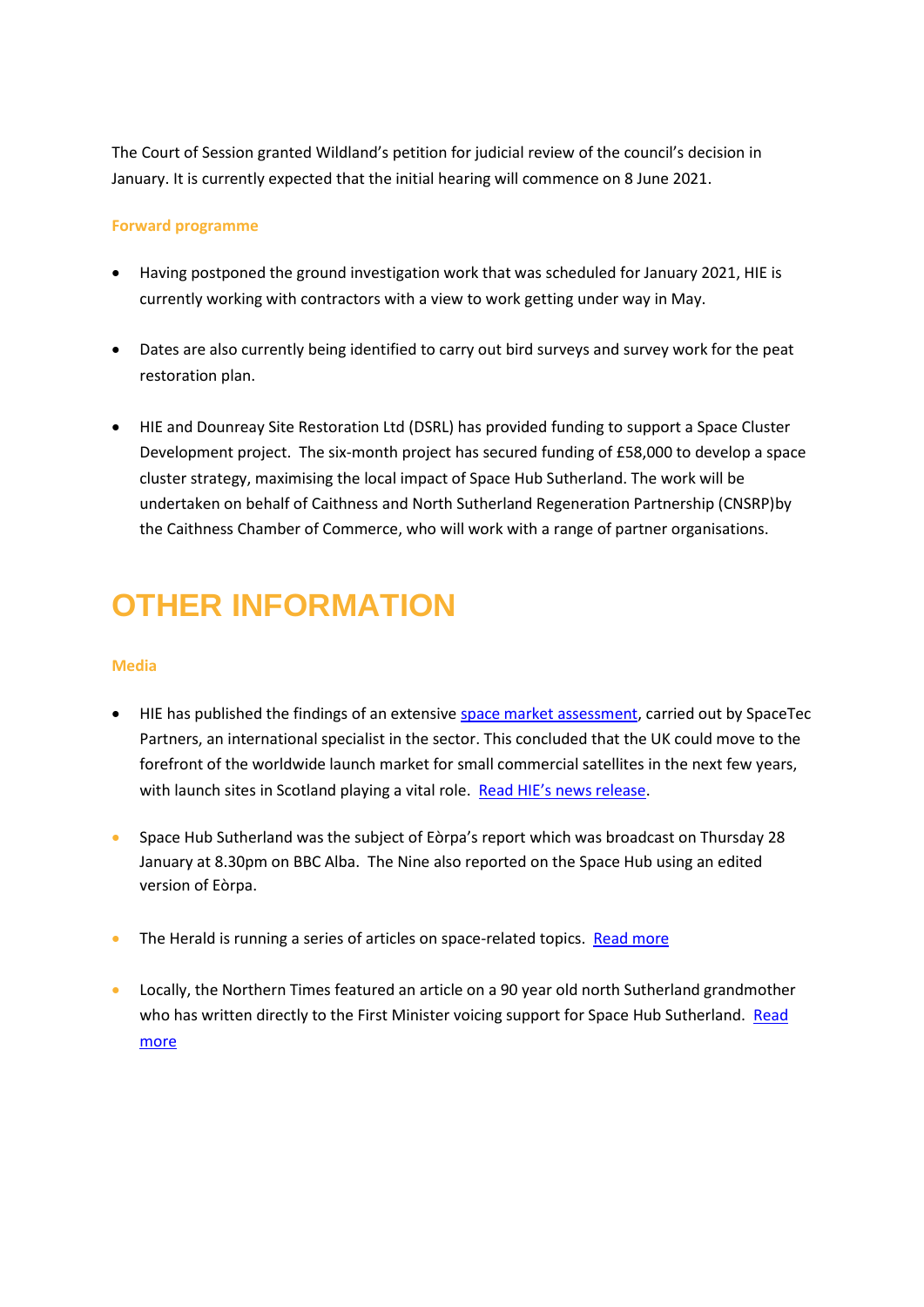The Court of Session granted Wildland's petition for judicial review of the council's decision in January. It is currently expected that the initial hearing will commence on 8 June 2021.

### Forward programme

- Having postponed the ground investigation work that was scheduled for January 2021, HIE is currently working with contractors with a view to work getting under way in May.
- Dates are also currently being identified to carry out bird surveys and survey work for the peat restoration plan.
- HIE and Dounreay Site Restoration Ltd (DSRL) has provided funding to support a Space Cluster Development project. The six-month project has secured funding of £58,000 to develop a space cluster strategy, maximising the local impact of Space Hub Sutherland. The work will be undertaken on behalf of Caithness and North Sutherland Regeneration Partnership (CNSRP)by the Caithness Chamber of Commerce, who will work with a range of partner organisations.

# OTHER INFORMATION

### Media

- HIE has published the findings of an extensive space market assessment, carried out by SpaceTec Partners, an international specialist in the sector. This concluded that the UK could move to the forefront of the worldwide launch market for small commercial satellites in the next few years, with launch sites in Scotland playing a vital role. Read HIE's news release.
- Space Hub Sutherland was the subject of Eòrpa's report which was broadcast on Thursday 28 January at 8.30pm on BBC Alba. The Nine also reported on the Space Hub using an edited version of Eòrpa.
- The Herald is running a series of articles on space-related topics. Read more
- Locally, the Northern Times featured an article on a 90 year old north Sutherland grandmother who has written directly to the First Minister voicing support for Space Hub Sutherland. Read more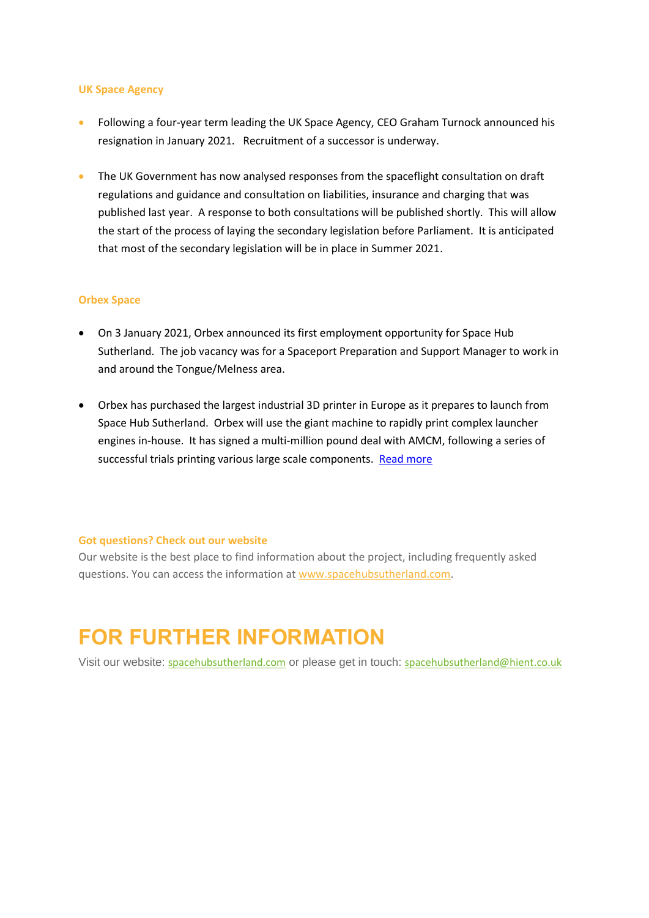### UK Space Agency

- Following a four-year term leading the UK Space Agency, CEO Graham Turnock announced his resignation in January 2021. Recruitment of a successor is underway.

- The UK Government has now analysed responses from the spaceflight consultation on draft regulations and guidance and consultation on liabilities, insurance and charging that was published last year. A response to both consultations will be published shortly. This will allow the start of the process of laying the secondary legislation before Parliament. It is anticipated that most of the secondary legislation will be in place in Summer 2021.

### Orbex Space

- On 3 January 2021, Orbex announced its first employment opportunity for Space Hub Sutherland. The job vacancy was for a Spaceport Preparation and Support Manager to work in and around the Tongue/Melness area.

- Orbex has purchased the largest industrial 3D printer in Europe as it prepares to launch from Space Hub Sutherland. Orbex will use the giant machine to rapidly print complex launcher engines in-house. It has signed a multi-million pound deal with AMCM, following a series of successful trials printing various large scale components. [Read more]

### Got questions? Check out our website

Our website is the best place to find information about the project, including frequently asked questions. You can access the information at www.spacehubsutherland.com.

# FOR FURTHER INFORMATION

Visit our website: spacehubsutherland.com or please get in touch: spacehubsutherland@hient.co.uk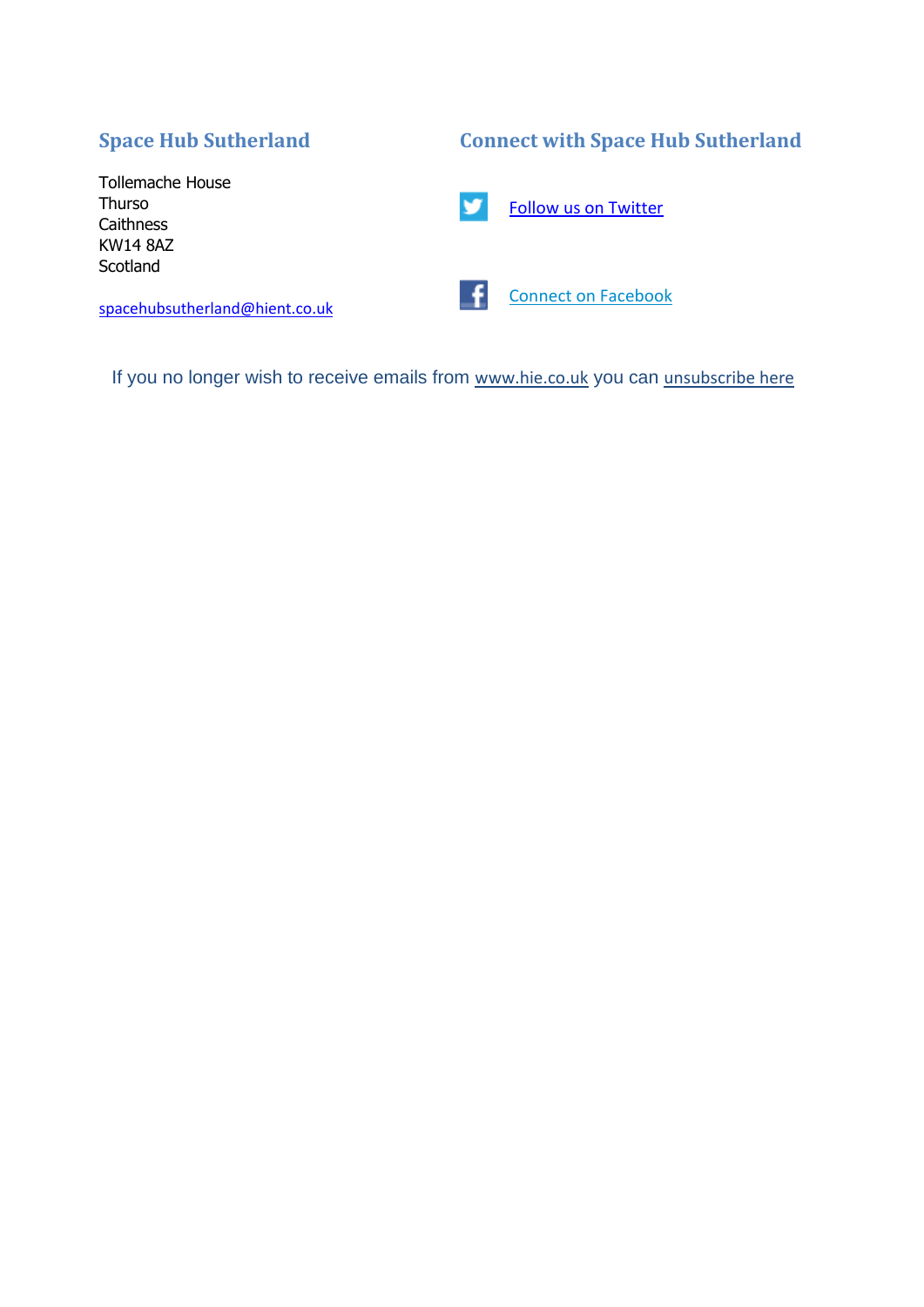## Space Hub Sutherland

Tollemache House
Thurso
Caithness
KW14 8AZ
Scotland

spacehubsutherland@hient.co.uk

## Connect with Space Hub Sutherland

Follow us on Twitter

Connect on Facebook

If you no longer wish to receive emails from www.hie.co.uk you can unsubscribe here